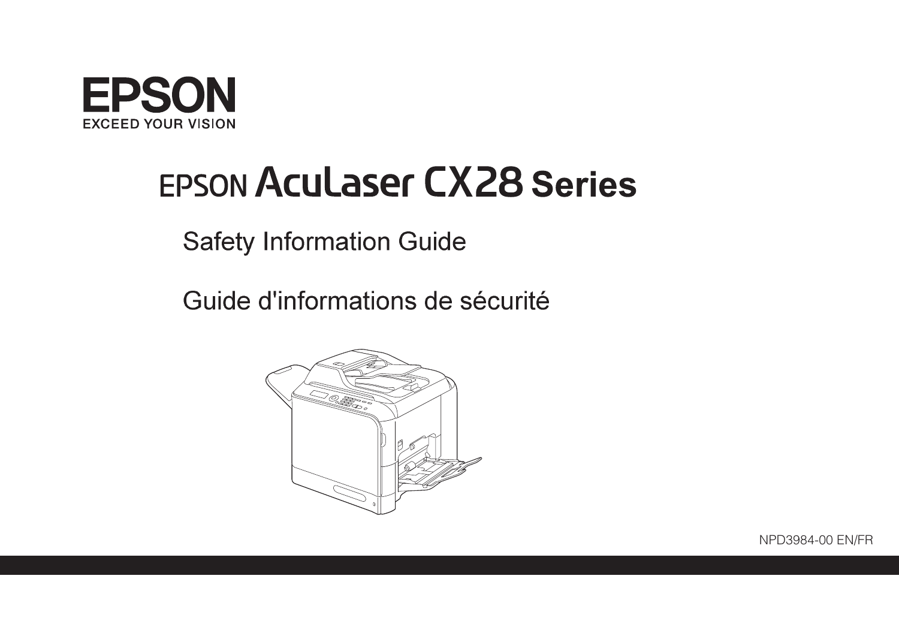EPSON

EXCEED YOUR VISION

# EPSON AcuLaser CX28 Series

## Safety Information Guide

## Guide d'informations de sécurité

NPD3984-00 EN/FR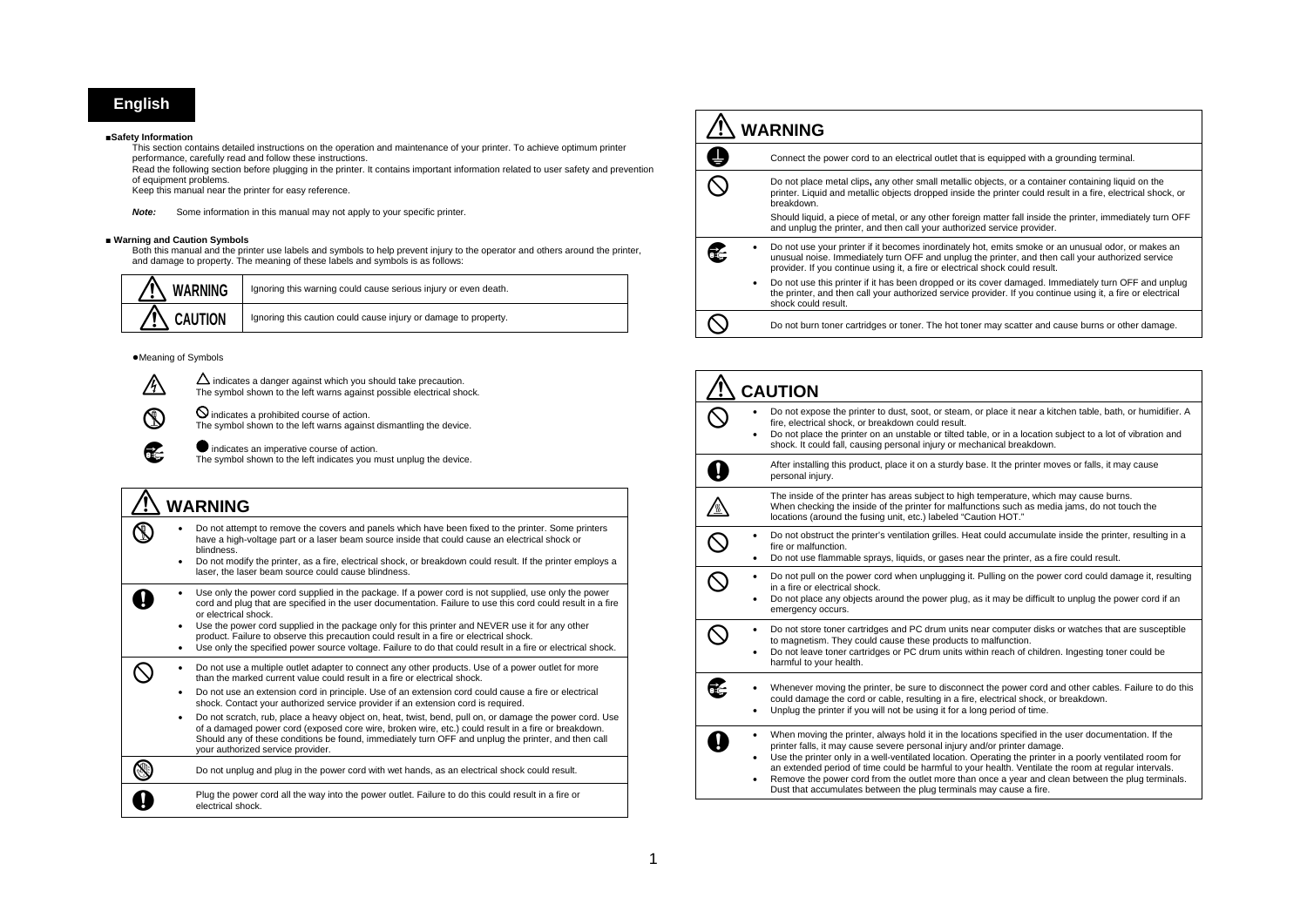## English

**■Safety Information**

This section contains detailed instructions on the operation and maintenance of your printer. To achieve optimum printer performance, carefully read and follow these instructions.

Read the following section before plugging in the printer. It contains important information related to user safety and prevention of equipment problems.

Keep this manual near the printer for easy reference.

***Note:*** Some information in this manual may not apply to your specific printer.

**■ Warning and Caution Symbols**

Both this manual and the printer use labels and symbols to help prevent injury to the operator and others around the printer, and damage to property. The meaning of these labels and symbols is as follows:

| | |
|---|---|
| ⚠ WARNING | Ignoring this warning could cause serious injury or even death. |
| ⚠ CAUTION | Ignoring this caution could cause injury or damage to property. |

●Meaning of Symbols

△ indicates a danger against which you should take precaution.
The symbol shown to the left warns against possible electrical shock.

⊘ indicates a prohibited course of action.
The symbol shown to the left warns against dismantling the device.

● indicates an imperative course of action.
The symbol shown to the left indicates you must unplug the device.

### ⚠ WARNING

- Do not attempt to remove the covers and panels which have been fixed to the printer. Some printers have a high-voltage part or a laser beam source inside that could cause an electrical shock or blindness.
- Do not modify the printer, as a fire, electrical shock, or breakdown could result. If the printer employs a laser, the laser beam source could cause blindness.

- Use only the power cord supplied in the package. If a power cord is not supplied, use only the power cord and plug that are specified in the user documentation. Failure to use this cord could result in a fire or electrical shock.
- Use the power cord supplied in the package only for this printer and NEVER use it for any other product. Failure to observe this precaution could result in a fire or electrical shock.
- Use only the specified power source voltage. Failure to do that could result in a fire or electrical shock.

- Do not use a multiple outlet adapter to connect any other products. Use of a power outlet for more than the marked current value could result in a fire or electrical shock.
- Do not use an extension cord in principle. Use of an extension cord could cause a fire or electrical shock. Contact your authorized service provider if an extension cord is required.
- Do not scratch, rub, place a heavy object on, heat, twist, bend, pull on, or damage the power cord. Use of a damaged power cord (exposed core wire, broken wire, etc.) could result in a fire or breakdown. Should any of these conditions be found, immediately turn OFF and unplug the printer, and then call your authorized service provider.

Do not unplug and plug in the power cord with wet hands, as an electrical shock could result.

Plug the power cord all the way into the power outlet. Failure to do this could result in a fire or electrical shock.

### ⚠ WARNING

Connect the power cord to an electrical outlet that is equipped with a grounding terminal.

Do not place metal clips, any other small metallic objects, or a container containing liquid on the printer. Liquid and metallic objects dropped inside the printer could result in a fire, electrical shock, or breakdown.

Should liquid, a piece of metal, or any other foreign matter fall inside the printer, immediately turn OFF and unplug the printer, and then call your authorized service provider.

- Do not use your printer if it becomes inordinately hot, emits smoke or an unusual odor, or makes an unusual noise. Immediately turn OFF and unplug the printer, and then call your authorized service provider. If you continue using it, a fire or electrical shock could result.
- Do not use this printer if it has been dropped or its cover damaged. Immediately turn OFF and unplug the printer, and then call your authorized service provider. If you continue using it, a fire or electrical shock could result.

Do not burn toner cartridges or toner. The hot toner may scatter and cause burns or other damage.

### ⚠ CAUTION

- Do not expose the printer to dust, soot, or steam, or place it near a kitchen table, bath, or humidifier. A fire, electrical shock, or breakdown could result.
- Do not place the printer on an unstable or tilted table, or in a location subject to a lot of vibration and shock. It could fall, causing personal injury or mechanical breakdown.

After installing this product, place it on a sturdy base. It the printer moves or falls, it may cause personal injury.

The inside of the printer has areas subject to high temperature, which may cause burns.
When checking the inside of the printer for malfunctions such as media jams, do not touch the locations (around the fusing unit, etc.) labeled "Caution HOT."

- Do not obstruct the printer's ventilation grilles. Heat could accumulate inside the printer, resulting in a fire or malfunction.
- Do not use flammable sprays, liquids, or gases near the printer, as a fire could result.

- Do not pull on the power cord when unplugging it. Pulling on the power cord could damage it, resulting in a fire or electrical shock.
- Do not place any objects around the power plug, as it may be difficult to unplug the power cord if an emergency occurs.

- Do not store toner cartridges and PC drum units near computer disks or watches that are susceptible to magnetism. They could cause these products to malfunction.
- Do not leave toner cartridges or PC drum units within reach of children. Ingesting toner could be harmful to your health.

- Whenever moving the printer, be sure to disconnect the power cord and other cables. Failure to do this could damage the cord or cable, resulting in a fire, electrical shock, or breakdown.
- Unplug the printer if you will not be using it for a long period of time.

- When moving the printer, always hold it in the locations specified in the user documentation. If the printer falls, it may cause severe personal injury and/or printer damage.
- Use the printer only in a well-ventilated location. Operating the printer in a poorly ventilated room for an extended period of time could be harmful to your health. Ventilate the room at regular intervals.
- Remove the power cord from the outlet more than once a year and clean between the plug terminals. Dust that accumulates between the plug terminals may cause a fire.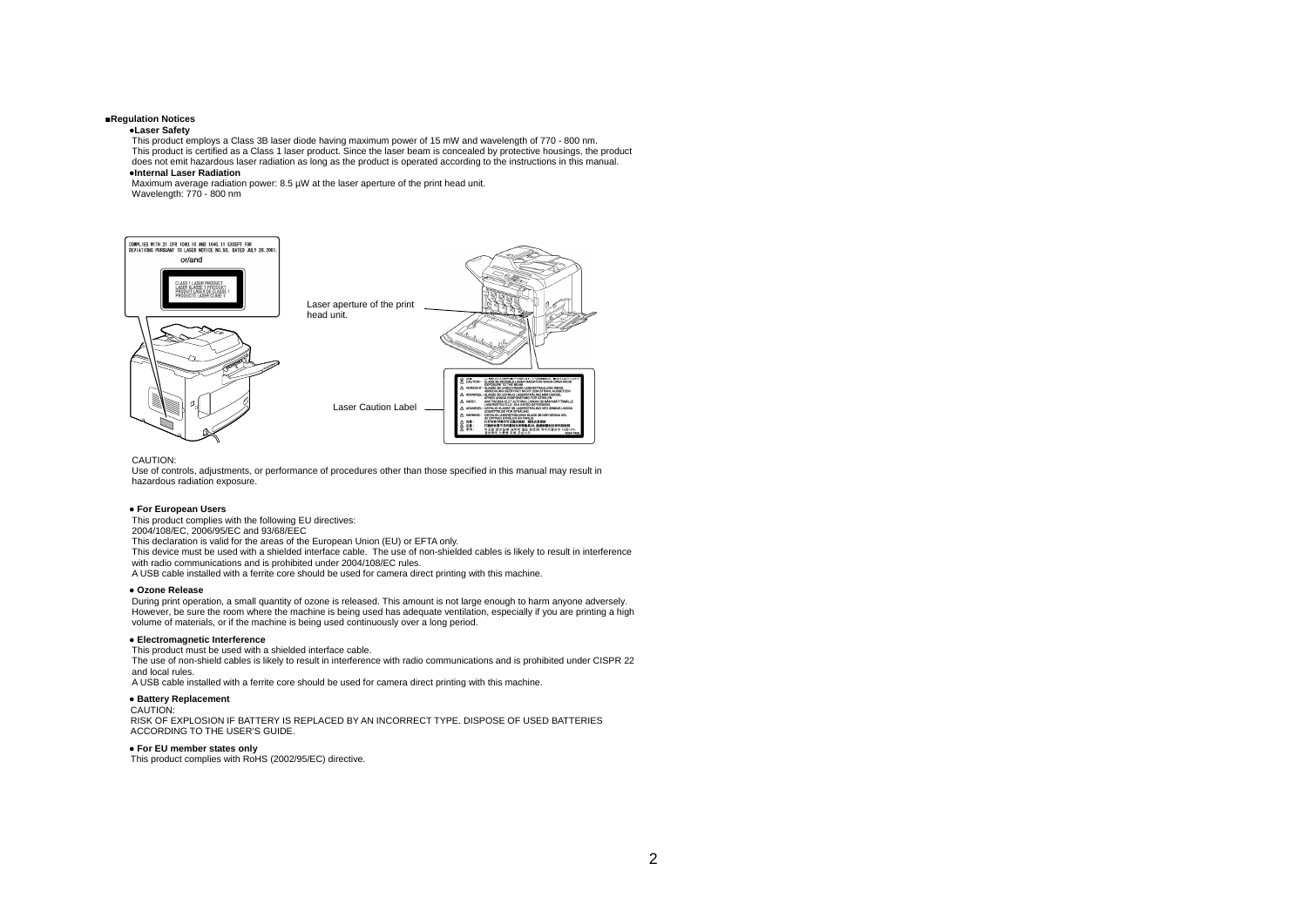## ■Regulation Notices

### ●Laser Safety

This product employs a Class 3B laser diode having maximum power of 15 mW and wavelength of 770 - 800 nm.
This product is certified as a Class 1 laser product. Since the laser beam is concealed by protective housings, the product does not emit hazardous laser radiation as long as the product is operated according to the instructions in this manual.

### ●Internal Laser Radiation

Maximum average radiation power: 8.5 µW at the laser aperture of the print head unit.
Wavelength: 770 - 800 nm

COMPLIES WITH 21 CFR 1040.10 AND 1040.11 EXCEPT FOR DEVIATIONS PURSUANT TO LASER NOTICE NO.50, DATED JULY 26,2001.

or/and

CLASS 1 LASER PRODUCT
LASER KLASSE 1 PRODUKT
PRODUIT LASER DE CLASSE 1
PRODOTTO LASER CLASSE 1

Laser aperture of the print head unit.

Laser Caution Label

CAUTION:
Use of controls, adjustments, or performance of procedures other than those specified in this manual may result in hazardous radiation exposure.

### ● For European Users

This product complies with the following EU directives:
2004/108/EC, 2006/95/EC and 93/68/EEC
This declaration is valid for the areas of the European Union (EU) or EFTA only.
This device must be used with a shielded interface cable. The use of non-shielded cables is likely to result in interference with radio communications and is prohibited under 2004/108/EC rules.
A USB cable installed with a ferrite core should be used for camera direct printing with this machine.

### ● Ozone Release

During print operation, a small quantity of ozone is released. This amount is not large enough to harm anyone adversely. However, be sure the room where the machine is being used has adequate ventilation, especially if you are printing a high volume of materials, or if the machine is being used continuously over a long period.

### ● Electromagnetic Interference

This product must be used with a shielded interface cable.
The use of non-shield cables is likely to result in interference with radio communications and is prohibited under CISPR 22 and local rules.
A USB cable installed with a ferrite core should be used for camera direct printing with this machine.

### ● Battery Replacement

CAUTION:
RISK OF EXPLOSION IF BATTERY IS REPLACED BY AN INCORRECT TYPE. DISPOSE OF USED BATTERIES ACCORDING TO THE USER'S GUIDE.

### ● For EU member states only

This product complies with RoHS (2002/95/EC) directive.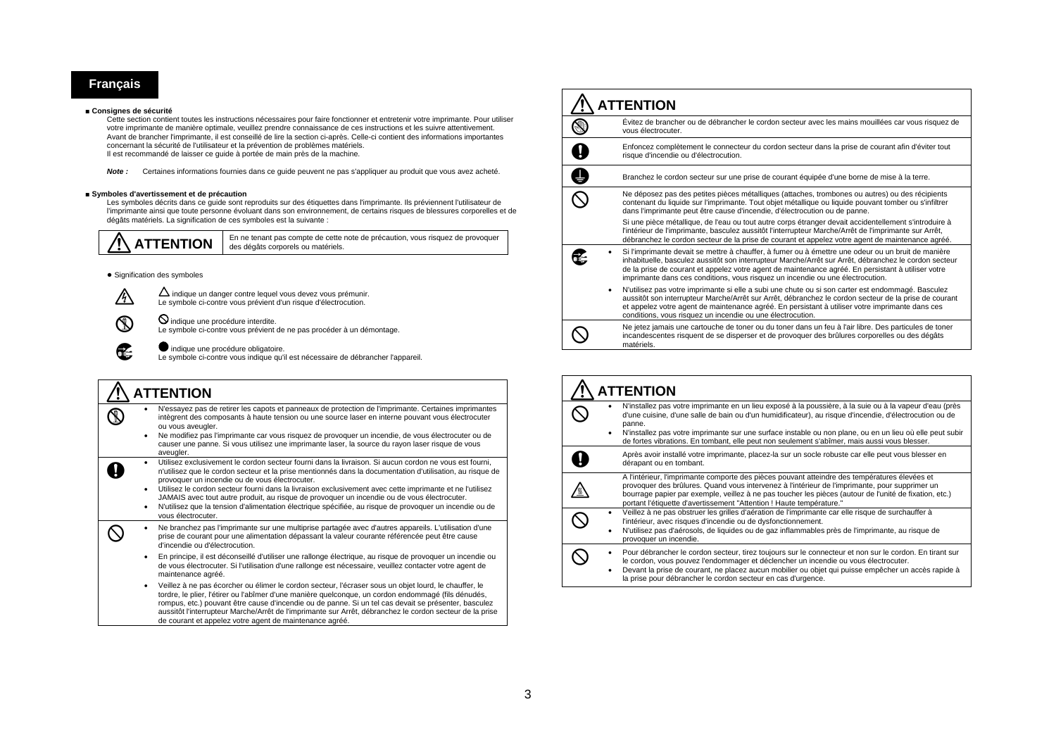# Français

**■ Consignes de sécurité**

Cette section contient toutes les instructions nécessaires pour faire fonctionner et entretenir votre imprimante. Pour utiliser votre imprimante de manière optimale, veuillez prendre connaissance de ces instructions et les suivre attentivement. Avant de brancher l'imprimante, il est conseillé de lire la section ci-après. Celle-ci contient des informations importantes concernant la sécurité de l'utilisateur et la prévention de problèmes matériels.
Il est recommandé de laisser ce guide à portée de main près de la machine.

***Note :*** Certaines informations fournies dans ce guide peuvent ne pas s'appliquer au produit que vous avez acheté.

**■ Symboles d'avertissement et de précaution**

Les symboles décrits dans ce guide sont reproduits sur des étiquettes dans l'imprimante. Ils préviennent l'utilisateur de l'imprimante ainsi que toute personne évoluant dans son environnement, de certains risques de blessures corporelles et de dégâts matériels. La signification de ces symboles est la suivante :

| ⚠ **ATTENTION** | En ne tenant pas compte de cette note de précaution, vous risquez de provoquer des dégâts corporels ou matériels. |
|---|---|

● Signification des symboles

△ indique un danger contre lequel vous devez vous prémunir.
Le symbole ci-contre vous prévient d'un risque d'électrocution.

⊘ indique une procédure interdite.
Le symbole ci-contre vous prévient de ne pas procéder à un démontage.

● indique une procédure obligatoire.
Le symbole ci-contre vous indique qu'il est nécessaire de débrancher l'appareil.

## ⚠ ATTENTION

- N'essayez pas de retirer les capots et panneaux de protection de l'imprimante. Certaines imprimantes intègrent des composants à haute tension ou une source laser en interne pouvant vous électrocuter ou vous aveugler.
- Ne modifiez pas l'imprimante car vous risquez de provoquer un incendie, de vous électrocuter ou de causer une panne. Si vous utilisez une imprimante laser, la source du rayon laser risque de vous aveugler.

---

- Utilisez exclusivement le cordon secteur fourni dans la livraison. Si aucun cordon ne vous est fourni, n'utilisez que le cordon secteur et la prise mentionnés dans la documentation d'utilisation, au risque de provoquer un incendie ou de vous électrocuter.
- Utilisez le cordon secteur fourni dans la livraison exclusivement avec cette imprimante et ne l'utilisez JAMAIS avec tout autre produit, au risque de provoquer un incendie ou de vous électrocuter.
- N'utilisez que la tension d'alimentation électrique spécifiée, au risque de provoquer un incendie ou de vous électrocuter.

---

- Ne branchez pas l'imprimante sur une multiprise partagée avec d'autres appareils. L'utilisation d'une prise de courant pour une alimentation dépassant la valeur courante référencée peut être cause d'incendie ou d'électrocution.
- En principe, il est déconseillé d'utiliser une rallonge électrique, au risque de provoquer un incendie ou de vous électrocuter. Si l'utilisation d'une rallonge est nécessaire, veuillez contacter votre agent de maintenance agréé.
- Veillez à ne pas écorcher ou élimer le cordon secteur, l'écraser sous un objet lourd, le chauffer, le tordre, le plier, l'étirer ou l'abîmer d'une manière quelconque, un cordon endommagé (fils dénudés, rompus, etc.) pouvant être cause d'incendie ou de panne. Si un tel cas devait se présenter, basculez aussitôt l'interrupteur Marche/Arrêt de l'imprimante sur Arrêt, débranchez le cordon secteur de la prise de courant et appelez votre agent de maintenance agréé.

## ⚠ ATTENTION

Évitez de brancher ou de débrancher le cordon secteur avec les mains mouillées car vous risquez de vous électrocuter.

---

Enfoncez complètement le connecteur du cordon secteur dans la prise de courant afin d'éviter tout risque d'incendie ou d'électrocution.

---

Branchez le cordon secteur sur une prise de courant équipée d'une borne de mise à la terre.

---

Ne déposez pas des petites pièces métalliques (attaches, trombones ou autres) ou des récipients contenant du liquide sur l'imprimante. Tout objet métallique ou liquide pouvant tomber ou s'infiltrer dans l'imprimante peut être cause d'incendie, d'électrocution ou de panne.

Si une pièce métallique, de l'eau ou tout autre corps étranger devait accidentellement s'introduire à l'intérieur de l'imprimante, basculez aussitôt l'interrupteur Marche/Arrêt de l'imprimante sur Arrêt, débranchez le cordon secteur de la prise de courant et appelez votre agent de maintenance agréé.

---

- Si l'imprimante devait se mettre à chauffer, à fumer ou à émettre une odeur ou un bruit de manière inhabituelle, basculez aussitôt son interrupteur Marche/Arrêt sur Arrêt, débranchez le cordon secteur de la prise de courant et appelez votre agent de maintenance agréé. En persistant à utiliser votre imprimante dans ces conditions, vous risquez un incendie ou une électrocution.
- N'utilisez pas votre imprimante si elle a subi une chute ou si son carter est endommagé. Basculez aussitôt son interrupteur Marche/Arrêt sur Arrêt, débranchez le cordon secteur de la prise de courant et appelez votre agent de maintenance agréé. En persistant à utiliser votre imprimante dans ces conditions, vous risquez un incendie ou une électrocution.

---

Ne jetez jamais une cartouche de toner ou du toner dans un feu à l'air libre. Des particules de toner incandescentes risquent de se disperser et de provoquer des brûlures corporelles ou des dégâts matériels.

## ⚠ ATTENTION

- N'installez pas votre imprimante en un lieu exposé à la poussière, à la suie ou à la vapeur d'eau (près d'une cuisine, d'une salle de bain ou d'un humidificateur), au risque d'incendie, d'électrocution ou de panne.
- N'installez pas votre imprimante sur une surface instable ou non plane, ou en un lieu où elle peut subir de fortes vibrations. En tombant, elle peut non seulement s'abîmer, mais aussi vous blesser.

---

Après avoir installé votre imprimante, placez-la sur un socle robuste car elle peut vous blesser en dérapant ou en tombant.

---

A l'intérieur, l'imprimante comporte des pièces pouvant atteindre des températures élevées et provoquer des brûlures. Quand vous intervenez à l'intérieur de l'imprimante, pour supprimer un bourrage papier par exemple, veillez à ne pas toucher les pièces (autour de l'unité de fixation, etc.) portant l'étiquette d'avertissement "Attention ! Haute température."

---

- Veillez à ne pas obstruer les grilles d'aération de l'imprimante car elle risque de surchauffer à l'intérieur, avec risques d'incendie ou de dysfonctionnement.
- N'utilisez pas d'aérosols, de liquides ou de gaz inflammables près de l'imprimante, au risque de provoquer un incendie.

---

- Pour débrancher le cordon secteur, tirez toujours sur le connecteur et non sur le cordon. En tirant sur le cordon, vous pouvez l'endommager et déclencher un incendie ou vous électrocuter.
- Devant la prise de courant, ne placez aucun mobilier ou objet qui puisse empêcher un accès rapide à la prise pour débrancher le cordon secteur en cas d'urgence.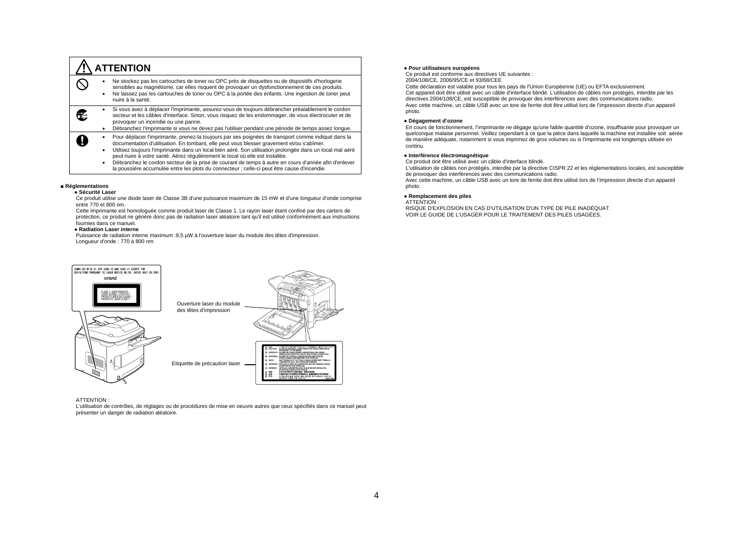## ATTENTION

- Ne stockez pas les cartouches de toner ou OPC près de disquettes ou de dispositifs d'horlogerie sensibles au magnétisme, car elles risquent de provoquer un dysfonctionnement de ces produits.
- Ne laissez pas les cartouches de toner ou OPC à la portée des enfants. Une ingestion de toner peut nuire à la santé.

- Si vous avez à déplacer l'imprimante, assurez-vous de toujours débrancher préalablement le cordon secteur et les câbles d'interface. Sinon, vous risquez de les endommager, de vous électrocuter et de provoquer un incendie ou une panne.
- Débranchez l'imprimante si vous ne devez pas l'utiliser pendant une période de temps assez longue.

- Pour déplacer l'imprimante, prenez-la toujours par ses poignées de transport comme indiqué dans la documentation d'utilisation. En tombant, elle peut vous blesser gravement et/ou s'abîmer.
- Utilisez toujours l'imprimante dans un local bien aéré. Son utilisation prolongée dans un local mal aéré peut nuire à votre santé. Aérez régulièrement le local où elle est installée.
- Débranchez le cordon secteur de la prise de courant de temps à autre en cours d'année afin d'enlever la poussière accumulée entre les plots du connecteur ; celle-ci peut être cause d'incendie.

### ■ Réglementations

**● Sécurité Laser**

Ce produit utilise une diode laser de Classe 3B d'une puissance maximum de 15 mW et d'une longueur d'onde comprise entre 770 et 800 nm.

Cette imprimante est homologuée comme produit laser de Classe 1. Le rayon laser étant confiné par des carters de protection, ce produit ne génère donc pas de radiation laser aléatoire tant qu'il est utilisé conformément aux instructions fournies dans ce manuel.

**● Radiation Laser interne**

Puissance de radiation interne maximum :8,5 µW à l'ouverture laser du module des têtes d'impression.
Longueur d'onde : 770 à 800 nm

COMPLIES WITH 21 CFR 1040.10 AND 1040.11 EXCEPT FOR DEVIATIONS PURSUANT TO LASER NOTICE NO.50, DATED JULY 26,2001.

or/and

CLASS 1 LASER PRODUCT
LASER KLASSE 1 PRODUKT
PRODUIT LASER DE CLASSE 1
PRODUCTO LASER CLASE 1

Ouverture laser du module des têtes d'impression

Etiquette de précaution laser

ATTENTION :

L'utilisation de contrôles, de réglages ou de procédures de mise en oeuvre autres que ceux spécifiés dans ce manuel peut présenter un danger de radiation aléatoire.

**● Pour utilisateurs européens**

Ce produit est conforme aux directives UE suivantes :
2004/108/CE, 2006/95/CE et 93/68/CEE

Cette déclaration est valable pour tous les pays de l'Union Européenne (UE) ou EFTA exclusivement.

Cet appareil doit être utilisé avec un câble d'interface blindé. L'utilisation de câbles non protégés, interdite par les directives 2004/108/CE, est susceptible de provoquer des interférences avec des communications radio.

Avec cette machine, un câble USB avec un tore de ferrite doit être utilisé lors de l'impression directe d'un appareil photo.

**● Dégagement d'ozone**

En cours de fonctionnement, l'imprimante ne dégage qu'une faible quantité d'ozone, insuffisante pour provoquer un quelconque malaise personnel. Veillez cependant à ce que la pièce dans laquelle la machine est installée soit aérée de manière adéquate, notamment si vous imprimez de gros volumes ou si l'imprimante est longtemps utilisée en continu.

**● Interférence électromagnétique**

Ce produit doit être utilisé avec un câble d'interface blindé.

L'utilisation de câbles non protégés, interdite par la directive CISPR 22 et les réglementations locales, est susceptible de provoquer des interférences avec des communications radio.

Avec cette machine, un câble USB avec un tore de ferrite doit être utilisé lors de l'impression directe d'un appareil photo.

**● Remplacement des piles**

ATTENTION :

RISQUE D'EXPLOSION EN CAS D'UTILISATION D'UN TYPE DE PILE INADÉQUAT.
VOIR LE GUIDE DE L'USAGER POUR LE TRAITEMENT DES PILES USAGÉES.